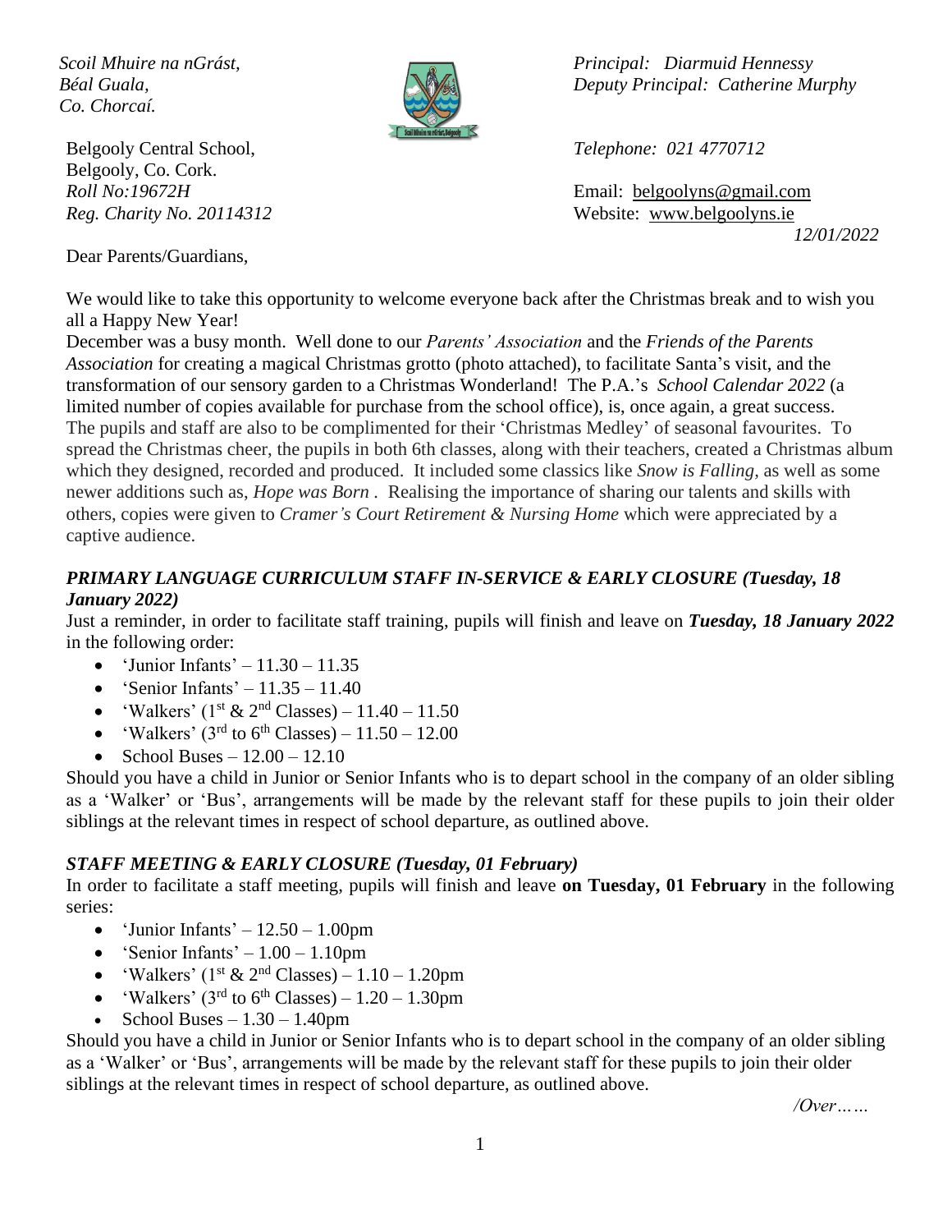*Scoil Mhuire na nGrást,*
*Béal Guala,*
*Co. Chorcaí.*

*Principal: Diarmuid Hennessy*
*Deputy Principal: Catherine Murphy*

Belgooly Central School,
Belgooly, Co. Cork.
*Roll No:19672H*
*Reg. Charity No. 20114312*

*Telephone: 021 4770712*

Email: belgoolyns@gmail.com
Website: www.belgoolyns.ie

*12/01/2022*

Dear Parents/Guardians,

We would like to take this opportunity to welcome everyone back after the Christmas break and to wish you all a Happy New Year!

December was a busy month. Well done to our *Parents' Association* and the *Friends of the Parents Association* for creating a magical Christmas grotto (photo attached), to facilitate Santa's visit, and the transformation of our sensory garden to a Christmas Wonderland! The P.A.'s *School Calendar 2022* (a limited number of copies available for purchase from the school office), is, once again, a great success. The pupils and staff are also to be complimented for their 'Christmas Medley' of seasonal favourites. To spread the Christmas cheer, the pupils in both 6th classes, along with their teachers, created a Christmas album which they designed, recorded and produced. It included some classics like *Snow is Falling,* as well as some newer additions such as, *Hope was Born* . Realising the importance of sharing our talents and skills with others, copies were given to *Cramer's Court Retirement & Nursing Home* which were appreciated by a captive audience.

### *PRIMARY LANGUAGE CURRICULUM STAFF IN-SERVICE & EARLY CLOSURE (Tuesday, 18 January 2022)*

Just a reminder, in order to facilitate staff training, pupils will finish and leave on ***Tuesday, 18 January 2022*** in the following order:

- 'Junior Infants' – 11.30 – 11.35
- 'Senior Infants' – 11.35 – 11.40
- 'Walkers' (1st & 2nd Classes) – 11.40 – 11.50
- 'Walkers' (3rd to 6th Classes) – 11.50 – 12.00
- School Buses – 12.00 – 12.10

Should you have a child in Junior or Senior Infants who is to depart school in the company of an older sibling as a 'Walker' or 'Bus', arrangements will be made by the relevant staff for these pupils to join their older siblings at the relevant times in respect of school departure, as outlined above.

### *STAFF MEETING & EARLY CLOSURE (Tuesday, 01 February)*

In order to facilitate a staff meeting, pupils will finish and leave **on Tuesday, 01 February** in the following series:

- 'Junior Infants' – 12.50 – 1.00pm
- 'Senior Infants' – 1.00 – 1.10pm
- 'Walkers' (1st & 2nd Classes) – 1.10 – 1.20pm
- 'Walkers' (3rd to 6th Classes) – 1.20 – 1.30pm
- School Buses – 1.30 – 1.40pm

Should you have a child in Junior or Senior Infants who is to depart school in the company of an older sibling as a 'Walker' or 'Bus', arrangements will be made by the relevant staff for these pupils to join their older siblings at the relevant times in respect of school departure, as outlined above.

*/Over……*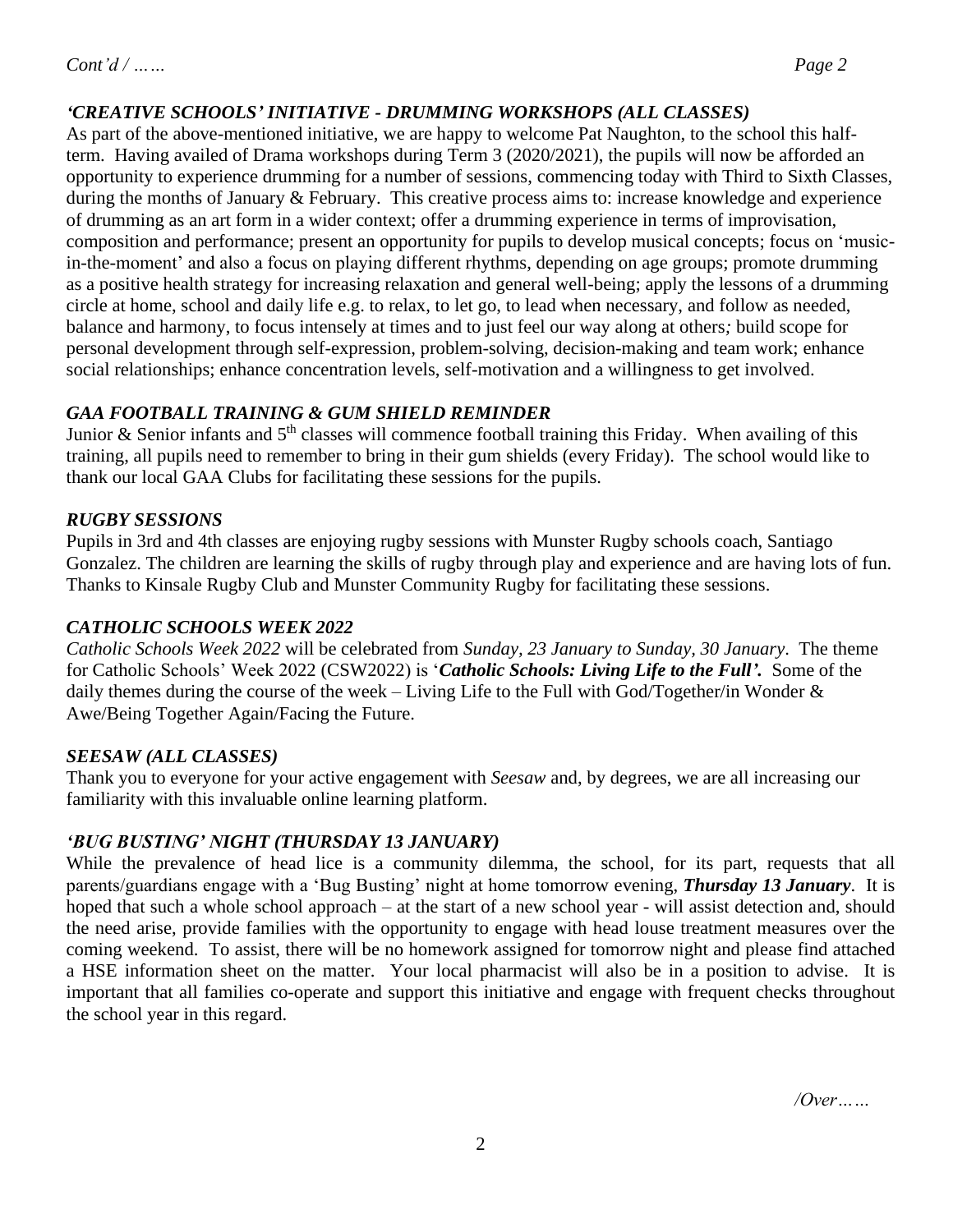### *'CREATIVE SCHOOLS' INITIATIVE - DRUMMING WORKSHOPS (ALL CLASSES)*

As part of the above-mentioned initiative, we are happy to welcome Pat Naughton, to the school this half-term. Having availed of Drama workshops during Term 3 (2020/2021), the pupils will now be afforded an opportunity to experience drumming for a number of sessions, commencing today with Third to Sixth Classes, during the months of January & February. This creative process aims to: increase knowledge and experience of drumming as an art form in a wider context; offer a drumming experience in terms of improvisation, composition and performance; present an opportunity for pupils to develop musical concepts; focus on 'music-in-the-moment' and also a focus on playing different rhythms, depending on age groups; promote drumming as a positive health strategy for increasing relaxation and general well-being; apply the lessons of a drumming circle at home, school and daily life e.g. to relax, to let go, to lead when necessary, and follow as needed, balance and harmony, to focus intensely at times and to just feel our way along at others; build scope for personal development through self-expression, problem-solving, decision-making and team work; enhance social relationships; enhance concentration levels, self-motivation and a willingness to get involved.

### *GAA FOOTBALL TRAINING & GUM SHIELD REMINDER*

Junior & Senior infants and 5th classes will commence football training this Friday. When availing of this training, all pupils need to remember to bring in their gum shields (every Friday). The school would like to thank our local GAA Clubs for facilitating these sessions for the pupils.

### *RUGBY SESSIONS*

Pupils in 3rd and 4th classes are enjoying rugby sessions with Munster Rugby schools coach, Santiago Gonzalez. The children are learning the skills of rugby through play and experience and are having lots of fun. Thanks to Kinsale Rugby Club and Munster Community Rugby for facilitating these sessions.

### *CATHOLIC SCHOOLS WEEK 2022*

*Catholic Schools Week 2022* will be celebrated from *Sunday, 23 January to Sunday, 30 January*. The theme for Catholic Schools' Week 2022 (CSW2022) is '***Catholic Schools: Living Life to the Full'.*** Some of the daily themes during the course of the week – Living Life to the Full with God/Together/in Wonder & Awe/Being Together Again/Facing the Future.

### *SEESAW (ALL CLASSES)*

Thank you to everyone for your active engagement with *Seesaw* and, by degrees, we are all increasing our familiarity with this invaluable online learning platform.

### *'BUG BUSTING' NIGHT (THURSDAY 13 JANUARY)*

While the prevalence of head lice is a community dilemma, the school, for its part, requests that all parents/guardians engage with a 'Bug Busting' night at home tomorrow evening, ***Thursday 13 January***. It is hoped that such a whole school approach – at the start of a new school year - will assist detection and, should the need arise, provide families with the opportunity to engage with head louse treatment measures over the coming weekend. To assist, there will be no homework assigned for tomorrow night and please find attached a HSE information sheet on the matter. Your local pharmacist will also be in a position to advise. It is important that all families co-operate and support this initiative and engage with frequent checks throughout the school year in this regard.

*/Over……*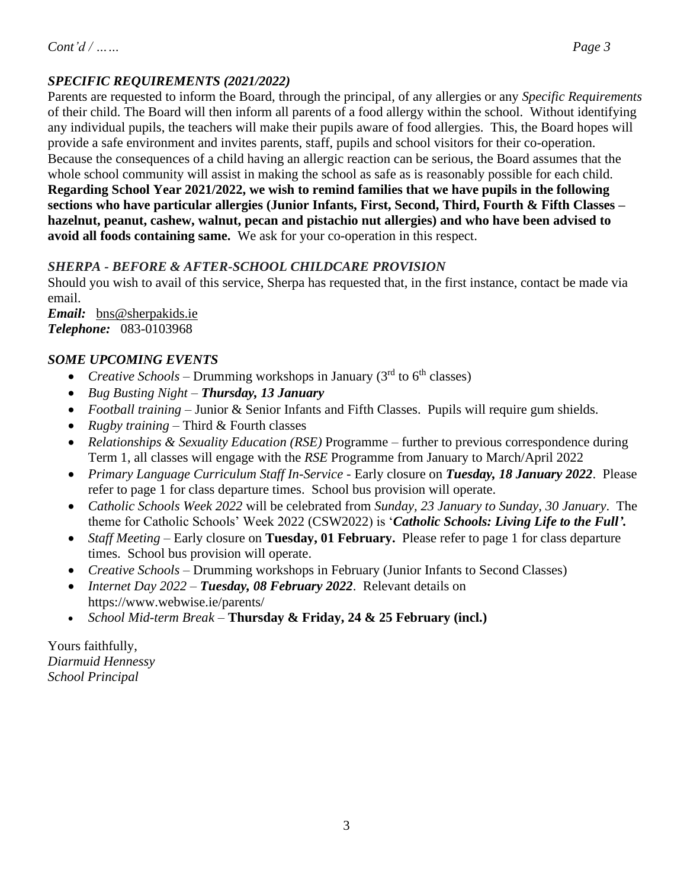### *SPECIFIC REQUIREMENTS (2021/2022)*

Parents are requested to inform the Board, through the principal, of any allergies or any *Specific Requirements* of their child. The Board will then inform all parents of a food allergy within the school. Without identifying any individual pupils, the teachers will make their pupils aware of food allergies. This, the Board hopes will provide a safe environment and invites parents, staff, pupils and school visitors for their co-operation. Because the consequences of a child having an allergic reaction can be serious, the Board assumes that the whole school community will assist in making the school as safe as is reasonably possible for each child. **Regarding School Year 2021/2022, we wish to remind families that we have pupils in the following sections who have particular allergies (Junior Infants, First, Second, Third, Fourth & Fifth Classes – hazelnut, peanut, cashew, walnut, pecan and pistachio nut allergies) and who have been advised to avoid all foods containing same.** We ask for your co-operation in this respect.

### *SHERPA - BEFORE & AFTER-SCHOOL CHILDCARE PROVISION*

Should you wish to avail of this service, Sherpa has requested that, in the first instance, contact be made via email.

***Email:*** bns@sherpakids.ie
***Telephone:*** 083-0103968

### *SOME UPCOMING EVENTS*

- *Creative Schools* – Drumming workshops in January (3rd to 6th classes)
- *Bug Busting Night* – ***Thursday, 13 January***
- *Football training* – Junior & Senior Infants and Fifth Classes. Pupils will require gum shields.
- *Rugby training* – Third & Fourth classes
- *Relationships & Sexuality Education (RSE)* Programme – further to previous correspondence during Term 1, all classes will engage with the *RSE* Programme from January to March/April 2022
- *Primary Language Curriculum Staff In-Service* - Early closure on ***Tuesday, 18 January 2022***. Please refer to page 1 for class departure times. School bus provision will operate.
- *Catholic Schools Week 2022* will be celebrated from *Sunday, 23 January to Sunday, 30 January*. The theme for Catholic Schools' Week 2022 (CSW2022) is '***Catholic Schools: Living Life to the Full'.***
- *Staff Meeting* – Early closure on **Tuesday, 01 February.** Please refer to page 1 for class departure times. School bus provision will operate.
- *Creative Schools* – Drumming workshops in February (Junior Infants to Second Classes)
- *Internet Day 2022* – ***Tuesday, 08 February 2022***. Relevant details on https://www.webwise.ie/parents/
- *School Mid-term Break* – **Thursday & Friday, 24 & 25 February (incl.)**

Yours faithfully,
*Diarmuid Hennessy*
*School Principal*